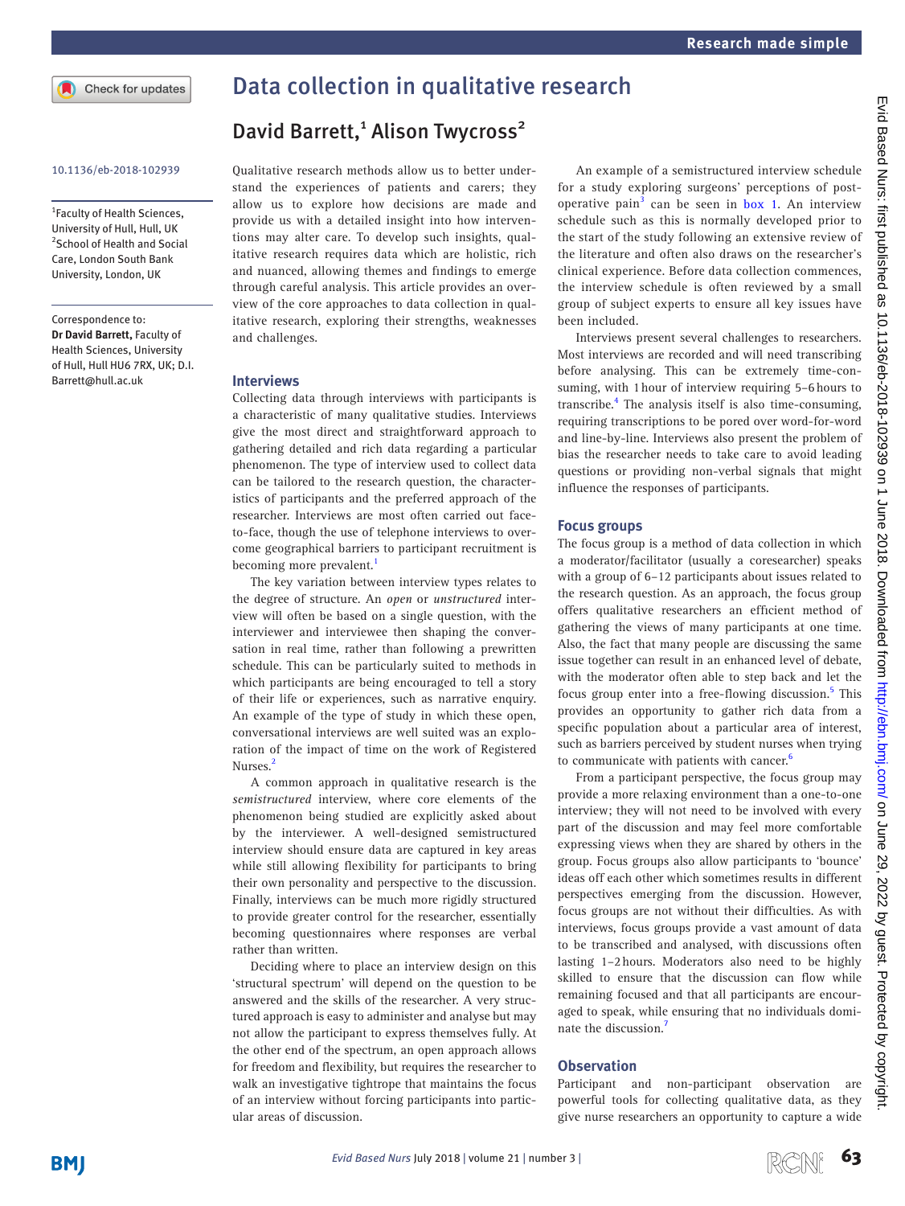# Data collection in qualitative research

## David Barrett,[1] Alison Twycross[2]

10.1136/eb-2018-102939

[1]Faculty of Health Sciences, University of Hull, Hull, UK
[2]School of Health and Social Care, London South Bank University, London, UK

Correspondence to:
**Dr David Barrett,** Faculty of Health Sciences, University of Hull, Hull HU6 7RX, UK; D.I.Barrett@hull.ac.uk

Qualitative research methods allow us to better understand the experiences of patients and carers; they allow us to explore how decisions are made and provide us with a detailed insight into how interventions may alter care. To develop such insights, qualitative research requires data which are holistic, rich and nuanced, allowing themes and findings to emerge through careful analysis. This article provides an overview of the core approaches to data collection in qualitative research, exploring their strengths, weaknesses and challenges.

### Interviews

Collecting data through interviews with participants is a characteristic of many qualitative studies. Interviews give the most direct and straightforward approach to gathering detailed and rich data regarding a particular phenomenon. The type of interview used to collect data can be tailored to the research question, the characteristics of participants and the preferred approach of the researcher. Interviews are most often carried out face-to-face, though the use of telephone interviews to overcome geographical barriers to participant recruitment is becoming more prevalent.[1]

The key variation between interview types relates to the degree of structure. An *open* or *unstructured* interview will often be based on a single question, with the interviewer and interviewee then shaping the conversation in real time, rather than following a prewritten schedule. This can be particularly suited to methods in which participants are being encouraged to tell a story of their life or experiences, such as narrative enquiry. An example of the type of study in which these open, conversational interviews are well suited was an exploration of the impact of time on the work of Registered Nurses.[2]

A common approach in qualitative research is the *semistructured* interview, where core elements of the phenomenon being studied are explicitly asked about by the interviewer. A well-designed semistructured interview should ensure data are captured in key areas while still allowing flexibility for participants to bring their own personality and perspective to the discussion. Finally, interviews can be much more rigidly structured to provide greater control for the researcher, essentially becoming questionnaires where responses are verbal rather than written.

Deciding where to place an interview design on this 'structural spectrum' will depend on the question to be answered and the skills of the researcher. A very structured approach is easy to administer and analyse but may not allow the participant to express themselves fully. At the other end of the spectrum, an open approach allows for freedom and flexibility, but requires the researcher to walk an investigative tightrope that maintains the focus of an interview without forcing participants into particular areas of discussion.

An example of a semistructured interview schedule for a study exploring surgeons' perceptions of post-operative pain[3] can be seen in box 1. An interview schedule such as this is normally developed prior to the start of the study following an extensive review of the literature and often also draws on the researcher's clinical experience. Before data collection commences, the interview schedule is often reviewed by a small group of subject experts to ensure all key issues have been included.

Interviews present several challenges to researchers. Most interviews are recorded and will need transcribing before analysing. This can be extremely time-consuming, with 1 hour of interview requiring 5–6 hours to transcribe.[4] The analysis itself is also time-consuming, requiring transcriptions to be pored over word-for-word and line-by-line. Interviews also present the problem of bias the researcher needs to take care to avoid leading questions or providing non-verbal signals that might influence the responses of participants.

### Focus groups

The focus group is a method of data collection in which a moderator/facilitator (usually a coresearcher) speaks with a group of 6–12 participants about issues related to the research question. As an approach, the focus group offers qualitative researchers an efficient method of gathering the views of many participants at one time. Also, the fact that many people are discussing the same issue together can result in an enhanced level of debate, with the moderator often able to step back and let the focus group enter into a free-flowing discussion.[5] This provides an opportunity to gather rich data from a specific population about a particular area of interest, such as barriers perceived by student nurses when trying to communicate with patients with cancer.[6]

From a participant perspective, the focus group may provide a more relaxing environment than a one-to-one interview; they will not need to be involved with every part of the discussion and may feel more comfortable expressing views when they are shared by others in the group. Focus groups also allow participants to 'bounce' ideas off each other which sometimes results in different perspectives emerging from the discussion. However, focus groups are not without their difficulties. As with interviews, focus groups provide a vast amount of data to be transcribed and analysed, with discussions often lasting 1–2 hours. Moderators also need to be highly skilled to ensure that the discussion can flow while remaining focused and that all participants are encouraged to speak, while ensuring that no individuals dominate the discussion.[7]

### Observation

Participant and non-participant observation are powerful tools for collecting qualitative data, as they give nurse researchers an opportunity to capture a wide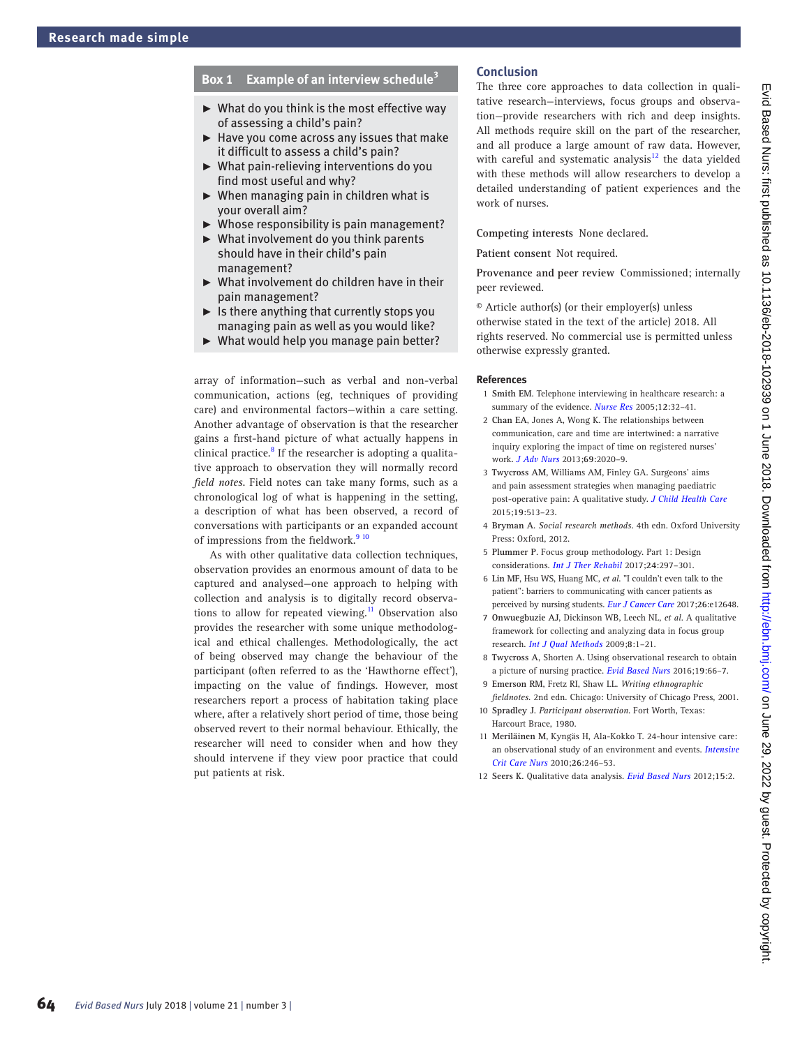**Box 1 Example of an interview schedule[3]**

- What do you think is the most effective way of assessing a child's pain?
- Have you come across any issues that make it difficult to assess a child's pain?
- What pain-relieving interventions do you find most useful and why?
- When managing pain in children what is your overall aim?
- Whose responsibility is pain management?
- What involvement do you think parents should have in their child's pain management?
- What involvement do children have in their pain management?
- Is there anything that currently stops you managing pain as well as you would like?
- What would help you manage pain better?

array of information—such as verbal and non-verbal communication, actions (eg, techniques of providing care) and environmental factors—within a care setting. Another advantage of observation is that the researcher gains a first-hand picture of what actually happens in clinical practice.[8] If the researcher is adopting a qualitative approach to observation they will normally record *field notes*. Field notes can take many forms, such as a chronological log of what is happening in the setting, a description of what has been observed, a record of conversations with participants or an expanded account of impressions from the fieldwork.[9,10]

As with other qualitative data collection techniques, observation provides an enormous amount of data to be captured and analysed—one approach to helping with collection and analysis is to digitally record observations to allow for repeated viewing.[11] Observation also provides the researcher with some unique methodological and ethical challenges. Methodologically, the act of being observed may change the behaviour of the participant (often referred to as the 'Hawthorne effect'), impacting on the value of findings. However, most researchers report a process of habitation taking place where, after a relatively short period of time, those being observed revert to their normal behaviour. Ethically, the researcher will need to consider when and how they should intervene if they view poor practice that could put patients at risk.

## Conclusion

The three core approaches to data collection in qualitative research—interviews, focus groups and observation—provide researchers with rich and deep insights. All methods require skill on the part of the researcher, and all produce a large amount of raw data. However, with careful and systematic analysis[12] the data yielded with these methods will allow researchers to develop a detailed understanding of patient experiences and the work of nurses.

**Competing interests** None declared.

**Patient consent** Not required.

**Provenance and peer review** Commissioned; internally peer reviewed.

© Article author(s) (or their employer(s) unless otherwise stated in the text of the article) 2018. All rights reserved. No commercial use is permitted unless otherwise expressly granted.

## References

1. **Smith EM**. Telephone interviewing in healthcare research: a summary of the evidence. *Nurse Res* 2005;**12**:32–41.
2. **Chan EA**, Jones A, Wong K. The relationships between communication, care and time are intertwined: a narrative inquiry exploring the impact of time on registered nurses' work. *J Adv Nurs* 2013;**69**:2020–9.
3. **Twycross AM**, Williams AM, Finley GA. Surgeons' aims and pain assessment strategies when managing paediatric post-operative pain: A qualitative study. *J Child Health Care* 2015;**19**:513–23.
4. **Bryman A**. *Social research methods*. 4th edn. Oxford University Press: Oxford, 2012.
5. **Plummer P**. Focus group methodology. Part 1: Design considerations. *Int J Ther Rehabil* 2017;**24**:297–301.
6. **Lin MF**, Hsu WS, Huang MC, *et al*. "I couldn't even talk to the patient": barriers to communicating with cancer patients as perceived by nursing students. *Eur J Cancer Care* 2017;**26**:e12648.
7. **Onwuegbuzie AJ**, Dickinson WB, Leech NL, *et al*. A qualitative framework for collecting and analyzing data in focus group research. *Int J Qual Methods* 2009;**8**:1–21.
8. **Twycross A**, Shorten A. Using observational research to obtain a picture of nursing practice. *Evid Based Nurs* 2016;**19**:66–7.
9. **Emerson RM**, Fretz RI, Shaw LL. *Writing ethnographic fieldnotes*. 2nd edn. Chicago: University of Chicago Press, 2001.
10. **Spradley J**. *Participant observation*. Fort Worth, Texas: Harcourt Brace, 1980.
11. **Meriläinen M**, Kyngäs H, Ala-Kokko T. 24-hour intensive care: an observational study of an environment and events. *Intensive Crit Care Nurs* 2010;**26**:246–53.
12. **Seers K**. Qualitative data analysis. *Evid Based Nurs* 2012;**15**:2.